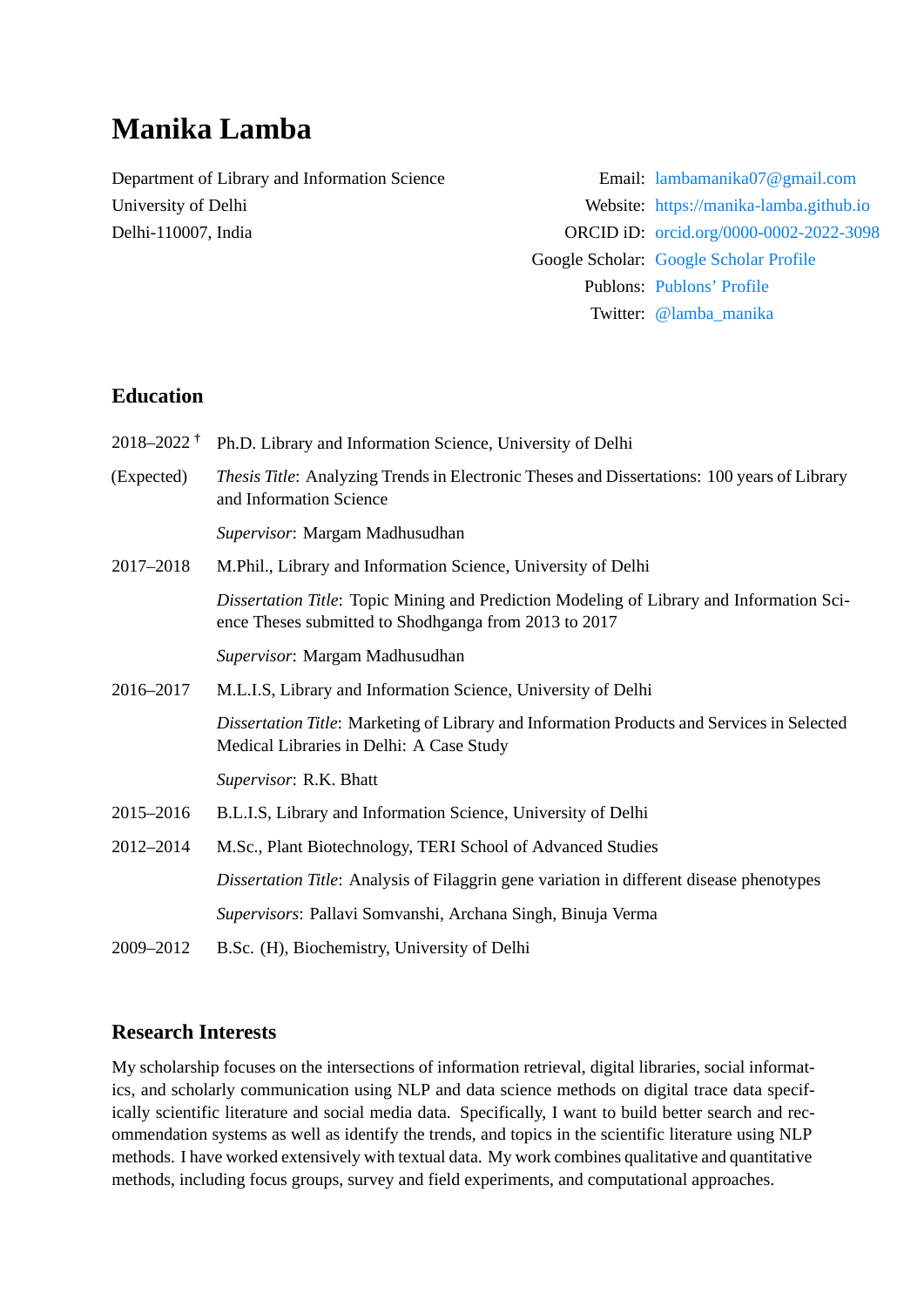# Manika Lamba

Department of Library and Information Science
University of Delhi
Delhi-110007, India

Email: lambamanika07@gmail.com
Website: https://manika-lamba.github.io
ORCID iD: orcid.org/0000-0002-2022-3098
Google Scholar: Google Scholar Profile
Publons: Publons' Profile
Twitter: @lamba_manika

## Education

**2018–2022** † **(Expected)** Ph.D. Library and Information Science, University of Delhi

*Thesis Title*: Analyzing Trends in Electronic Theses and Dissertations: 100 years of Library and Information Science

*Supervisor*: Margam Madhusudhan

**2017–2018** M.Phil., Library and Information Science, University of Delhi

*Dissertation Title*: Topic Mining and Prediction Modeling of Library and Information Science Theses submitted to Shodhganga from 2013 to 2017

*Supervisor*: Margam Madhusudhan

**2016–2017** M.L.I.S, Library and Information Science, University of Delhi

*Dissertation Title*: Marketing of Library and Information Products and Services in Selected Medical Libraries in Delhi: A Case Study

*Supervisor*: R.K. Bhatt

**2015–2016** B.L.I.S, Library and Information Science, University of Delhi

**2012–2014** M.Sc., Plant Biotechnology, TERI School of Advanced Studies

*Dissertation Title*: Analysis of Filaggrin gene variation in different disease phenotypes

*Supervisors*: Pallavi Somvanshi, Archana Singh, Binuja Verma

**2009–2012** B.Sc. (H), Biochemistry, University of Delhi

## Research Interests

My scholarship focuses on the intersections of information retrieval, digital libraries, social informatics, and scholarly communication using NLP and data science methods on digital trace data specifically scientific literature and social media data. Specifically, I want to build better search and recommendation systems as well as identify the trends, and topics in the scientific literature using NLP methods. I have worked extensively with textual data. My work combines qualitative and quantitative methods, including focus groups, survey and field experiments, and computational approaches.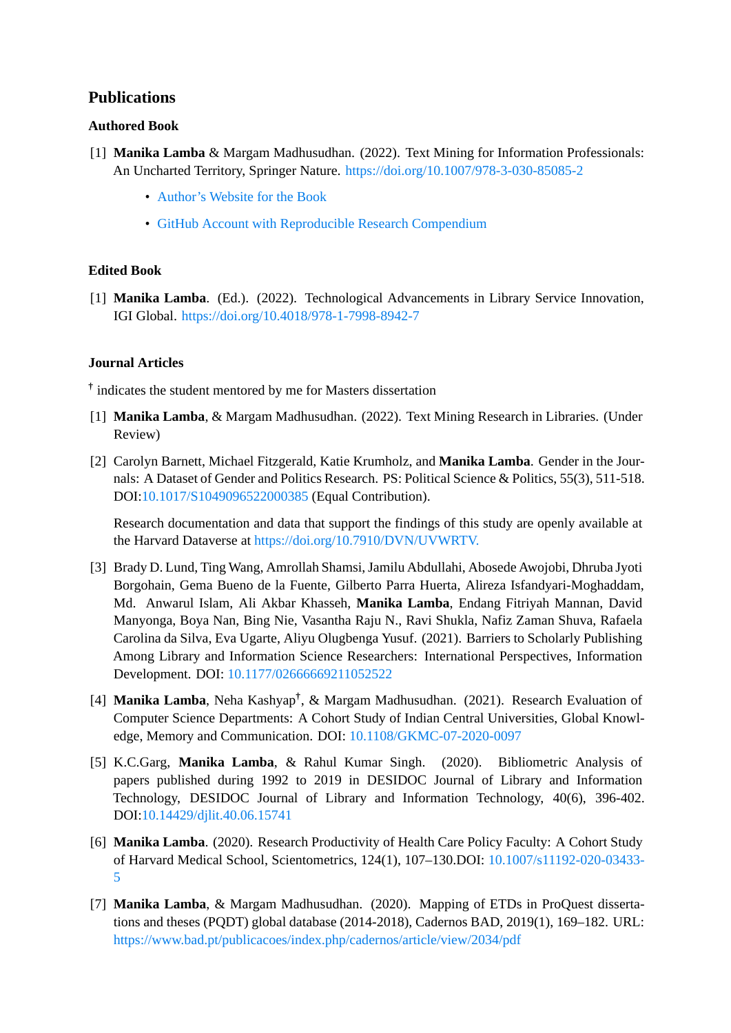## Publications

### Authored Book

[1] **Manika Lamba** & Margam Madhusudhan. (2022). Text Mining for Information Professionals: An Uncharted Territory, Springer Nature. https://doi.org/10.1007/978-3-030-85085-2

- Author's Website for the Book
- GitHub Account with Reproducible Research Compendium

### Edited Book

[1] **Manika Lamba**. (Ed.). (2022). Technological Advancements in Library Service Innovation, IGI Global. https://doi.org/10.4018/978-1-7998-8942-7

### Journal Articles

† indicates the student mentored by me for Masters dissertation

[1] **Manika Lamba**, & Margam Madhusudhan. (2022). Text Mining Research in Libraries. (Under Review)

[2] Carolyn Barnett, Michael Fitzgerald, Katie Krumholz, and **Manika Lamba**. Gender in the Journals: A Dataset of Gender and Politics Research. PS: Political Science & Politics, 55(3), 511-518. DOI:10.1017/S1049096522000385 (Equal Contribution).

Research documentation and data that support the findings of this study are openly available at the Harvard Dataverse at https://doi.org/10.7910/DVN/UVWRTV.

[3] Brady D. Lund, Ting Wang, Amrollah Shamsi, Jamilu Abdullahi, Abosede Awojobi, Dhruba Jyoti Borgohain, Gema Bueno de la Fuente, Gilberto Parra Huerta, Alireza Isfandyari-Moghaddam, Md. Anwarul Islam, Ali Akbar Khasseh, **Manika Lamba**, Endang Fitriyah Mannan, David Manyonga, Boya Nan, Bing Nie, Vasantha Raju N., Ravi Shukla, Nafiz Zaman Shuva, Rafaela Carolina da Silva, Eva Ugarte, Aliyu Olugbenga Yusuf. (2021). Barriers to Scholarly Publishing Among Library and Information Science Researchers: International Perspectives, Information Development. DOI: 10.1177/02666669211052522

[4] **Manika Lamba**, Neha Kashyap†, & Margam Madhusudhan. (2021). Research Evaluation of Computer Science Departments: A Cohort Study of Indian Central Universities, Global Knowledge, Memory and Communication. DOI: 10.1108/GKMC-07-2020-0097

[5] K.C.Garg, **Manika Lamba**, & Rahul Kumar Singh. (2020). Bibliometric Analysis of papers published during 1992 to 2019 in DESIDOC Journal of Library and Information Technology, DESIDOC Journal of Library and Information Technology, 40(6), 396-402. DOI:10.14429/djlit.40.06.15741

[6] **Manika Lamba**. (2020). Research Productivity of Health Care Policy Faculty: A Cohort Study of Harvard Medical School, Scientometrics, 124(1), 107–130.DOI: 10.1007/s11192-020-03433-5

[7] **Manika Lamba**, & Margam Madhusudhan. (2020). Mapping of ETDs in ProQuest dissertations and theses (PQDT) global database (2014-2018), Cadernos BAD, 2019(1), 169–182. URL: https://www.bad.pt/publicacoes/index.php/cadernos/article/view/2034/pdf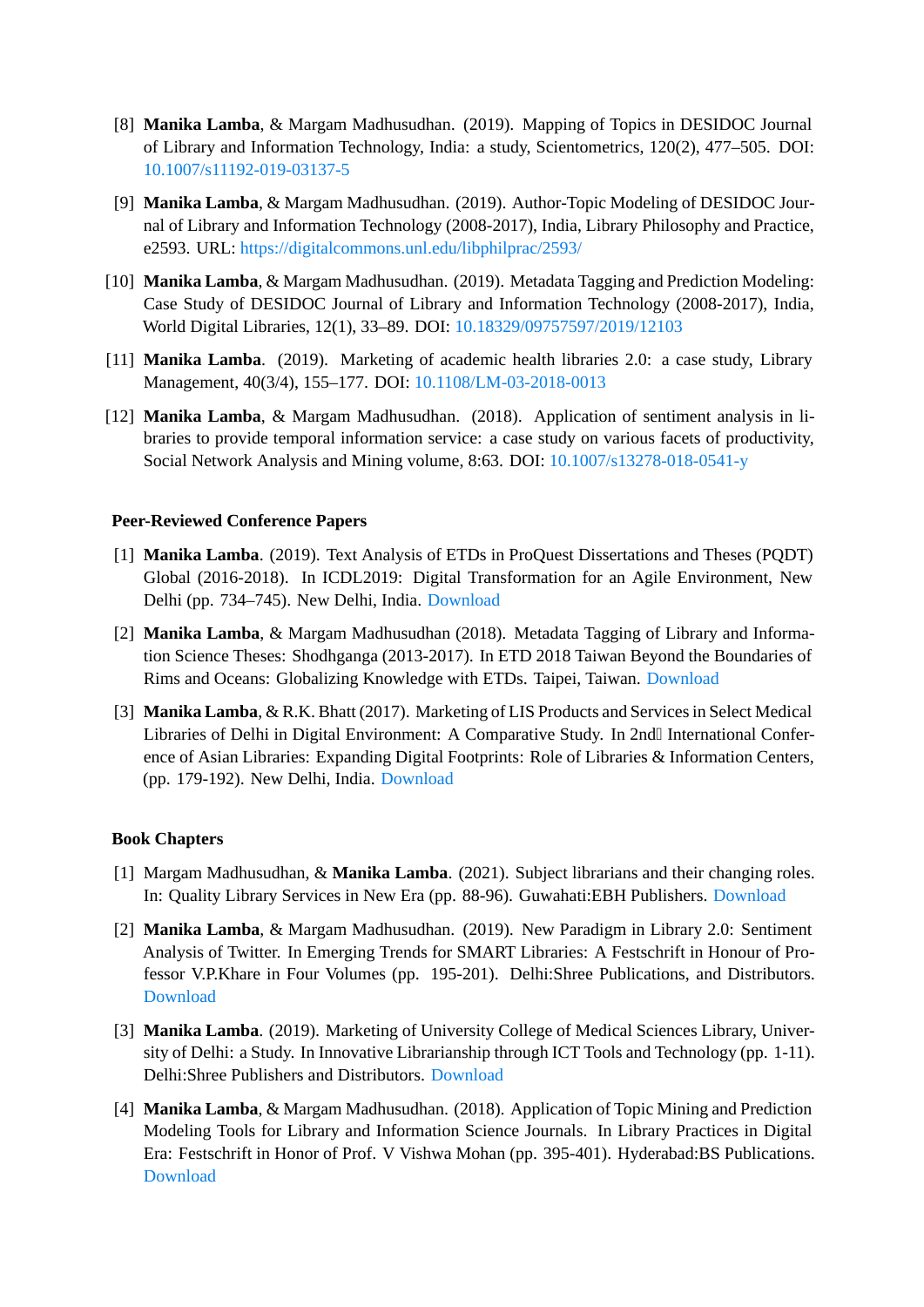[8] **Manika Lamba**, & Margam Madhusudhan. (2019). Mapping of Topics in DESIDOC Journal of Library and Information Technology, India: a study, Scientometrics, 120(2), 477–505. DOI: 10.1007/s11192-019-03137-5

[9] **Manika Lamba**, & Margam Madhusudhan. (2019). Author-Topic Modeling of DESIDOC Journal of Library and Information Technology (2008-2017), India, Library Philosophy and Practice, e2593. URL: https://digitalcommons.unl.edu/libphilprac/2593/

[10] **Manika Lamba**, & Margam Madhusudhan. (2019). Metadata Tagging and Prediction Modeling: Case Study of DESIDOC Journal of Library and Information Technology (2008-2017), India, World Digital Libraries, 12(1), 33–89. DOI: 10.18329/09757597/2019/12103

[11] **Manika Lamba**. (2019). Marketing of academic health libraries 2.0: a case study, Library Management, 40(3/4), 155–177. DOI: 10.1108/LM-03-2018-0013

[12] **Manika Lamba**, & Margam Madhusudhan. (2018). Application of sentiment analysis in libraries to provide temporal information service: a case study on various facets of productivity, Social Network Analysis and Mining volume, 8:63. DOI: 10.1007/s13278-018-0541-y

### Peer-Reviewed Conference Papers

[1] **Manika Lamba**. (2019). Text Analysis of ETDs in ProQuest Dissertations and Theses (PQDT) Global (2016-2018). In ICDL2019: Digital Transformation for an Agile Environment, New Delhi (pp. 734–745). New Delhi, India. Download

[2] **Manika Lamba**, & Margam Madhusudhan (2018). Metadata Tagging of Library and Information Science Theses: Shodhganga (2013-2017). In ETD 2018 Taiwan Beyond the Boundaries of Rims and Oceans: Globalizing Knowledge with ETDs. Taipei, Taiwan. Download

[3] **Manika Lamba**, & R.K. Bhatt (2017). Marketing of LIS Products and Services in Select Medical Libraries of Delhi in Digital Environment: A Comparative Study. In 2nd International Conference of Asian Libraries: Expanding Digital Footprints: Role of Libraries & Information Centers, (pp. 179-192). New Delhi, India. Download

### Book Chapters

[1] Margam Madhusudhan, & **Manika Lamba**. (2021). Subject librarians and their changing roles. In: Quality Library Services in New Era (pp. 88-96). Guwahati:EBH Publishers. Download

[2] **Manika Lamba**, & Margam Madhusudhan. (2019). New Paradigm in Library 2.0: Sentiment Analysis of Twitter. In Emerging Trends for SMART Libraries: A Festschrift in Honour of Professor V.P.Khare in Four Volumes (pp. 195-201). Delhi:Shree Publications, and Distributors. Download

[3] **Manika Lamba**. (2019). Marketing of University College of Medical Sciences Library, University of Delhi: a Study. In Innovative Librarianship through ICT Tools and Technology (pp. 1-11). Delhi:Shree Publishers and Distributors. Download

[4] **Manika Lamba**, & Margam Madhusudhan. (2018). Application of Topic Mining and Prediction Modeling Tools for Library and Information Science Journals. In Library Practices in Digital Era: Festschrift in Honor of Prof. V Vishwa Mohan (pp. 395-401). Hyderabad:BS Publications. Download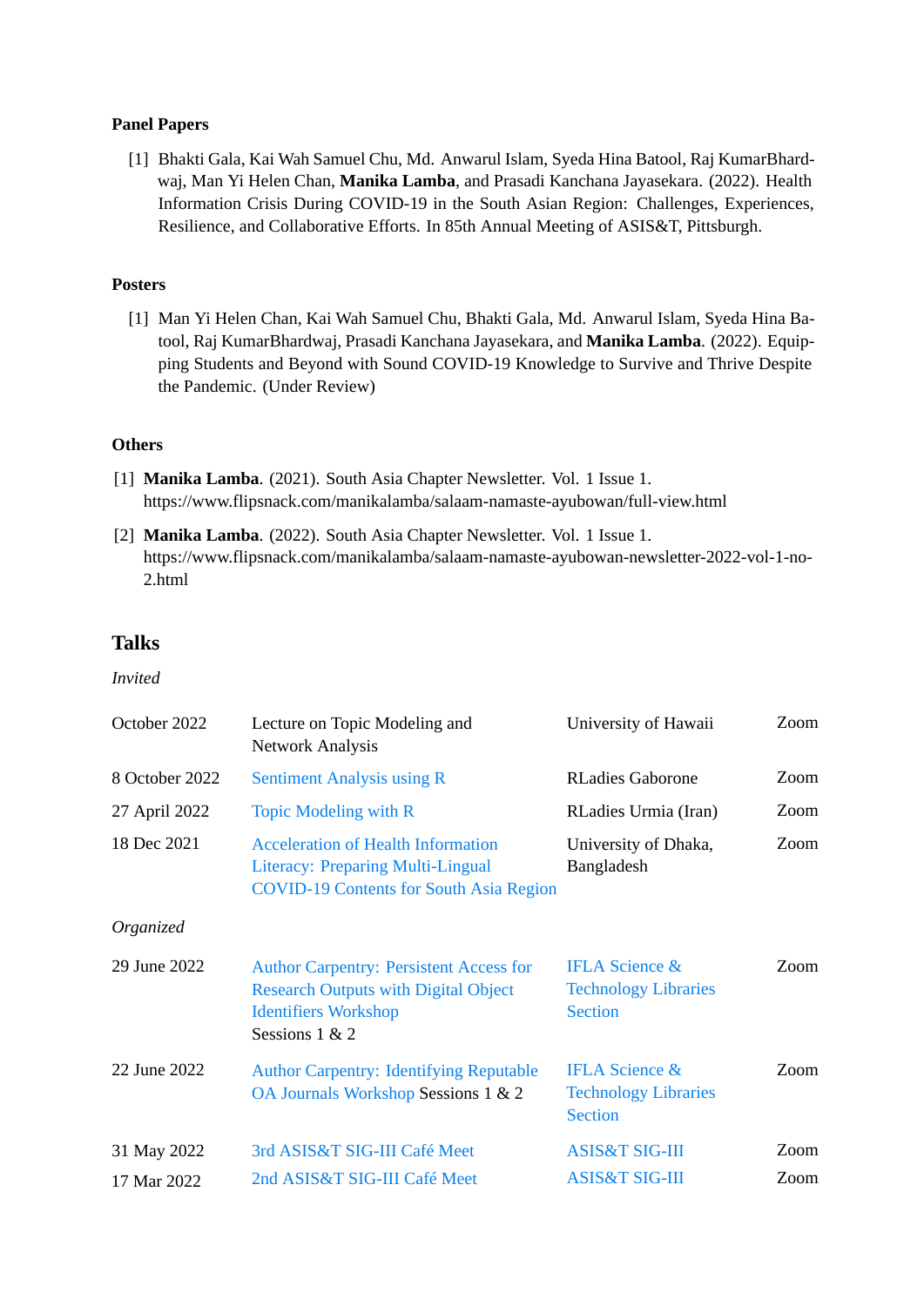### Panel Papers

[1] Bhakti Gala, Kai Wah Samuel Chu, Md. Anwarul Islam, Syeda Hina Batool, Raj KumarBhardwaj, Man Yi Helen Chan, **Manika Lamba**, and Prasadi Kanchana Jayasekara. (2022). Health Information Crisis During COVID-19 in the South Asian Region: Challenges, Experiences, Resilience, and Collaborative Efforts. In 85th Annual Meeting of ASIS&T, Pittsburgh.

### Posters

[1] Man Yi Helen Chan, Kai Wah Samuel Chu, Bhakti Gala, Md. Anwarul Islam, Syeda Hina Batool, Raj KumarBhardwaj, Prasadi Kanchana Jayasekara, and **Manika Lamba**. (2022). Equipping Students and Beyond with Sound COVID-19 Knowledge to Survive and Thrive Despite the Pandemic. (Under Review)

### Others

[1] **Manika Lamba**. (2021). South Asia Chapter Newsletter. Vol. 1 Issue 1. https://www.flipsnack.com/manikalamba/salaam-namaste-ayubowan/full-view.html

[2] **Manika Lamba**. (2022). South Asia Chapter Newsletter. Vol. 1 Issue 1. https://www.flipsnack.com/manikalamba/salaam-namaste-ayubowan-newsletter-2022-vol-1-no-2.html

## Talks

*Invited*

| | | | |
|---|---|---|---|
| October 2022 | Lecture on Topic Modeling and Network Analysis | University of Hawaii | Zoom |
| 8 October 2022 | Sentiment Analysis using R | RLadies Gaborone | Zoom |
| 27 April 2022 | Topic Modeling with R | RLadies Urmia (Iran) | Zoom |
| 18 Dec 2021 | Acceleration of Health Information Literacy: Preparing Multi-Lingual COVID-19 Contents for South Asia Region | University of Dhaka, Bangladesh | Zoom |

*Organized*

| | | | |
|---|---|---|---|
| 29 June 2022 | Author Carpentry: Persistent Access for Research Outputs with Digital Object Identifiers Workshop Sessions 1 & 2 | IFLA Science & Technology Libraries Section | Zoom |
| 22 June 2022 | Author Carpentry: Identifying Reputable OA Journals Workshop Sessions 1 & 2 | IFLA Science & Technology Libraries Section | Zoom |
| 31 May 2022 | 3rd ASIS&T SIG-III Café Meet | ASIS&T SIG-III | Zoom |
| 17 Mar 2022 | 2nd ASIS&T SIG-III Café Meet | ASIS&T SIG-III | Zoom |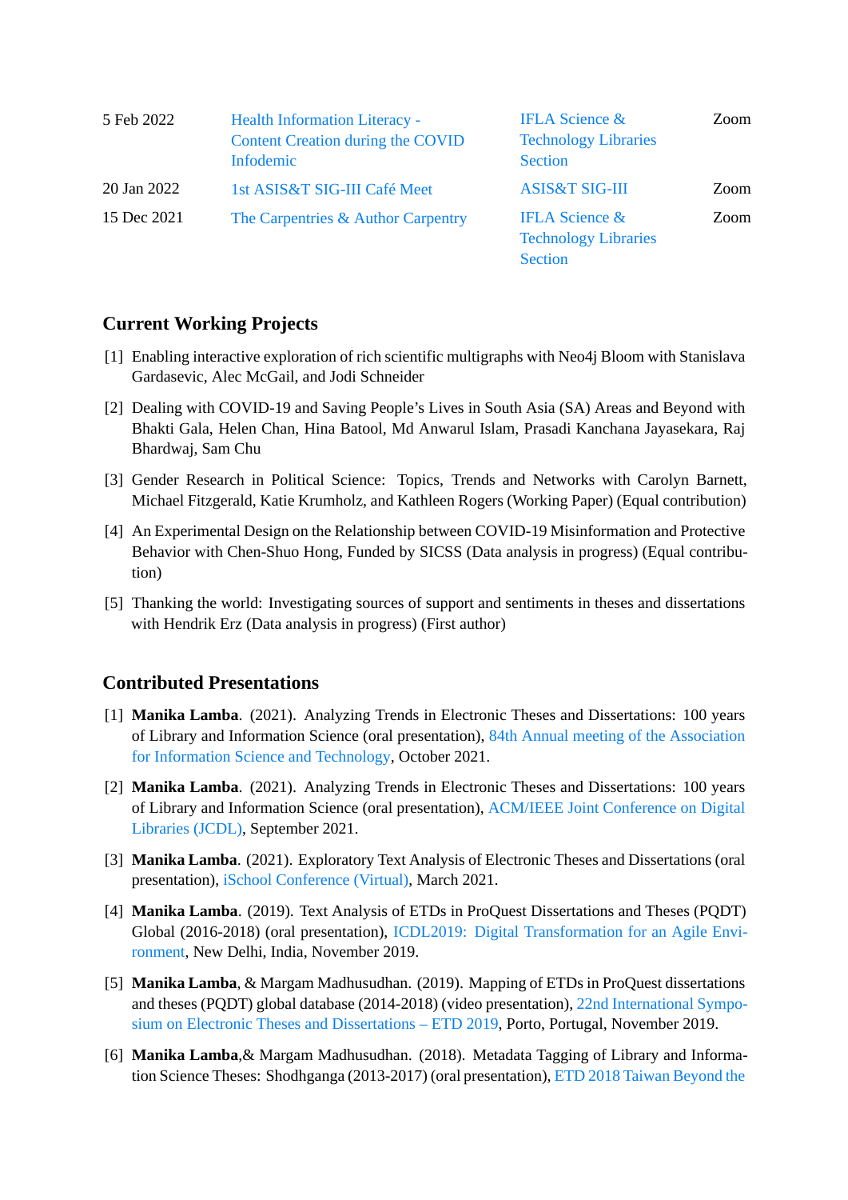| | | | |
|---|---|---|---|
| 5 Feb 2022 | Health Information Literacy - Content Creation during the COVID Infodemic | IFLA Science & Technology Libraries Section | Zoom |
| 20 Jan 2022 | 1st ASIS&T SIG-III Café Meet | ASIS&T SIG-III | Zoom |
| 15 Dec 2021 | The Carpentries & Author Carpentry | IFLA Science & Technology Libraries Section | Zoom |

## Current Working Projects

[1] Enabling interactive exploration of rich scientific multigraphs with Neo4j Bloom with Stanislava Gardasevic, Alec McGail, and Jodi Schneider

[2] Dealing with COVID-19 and Saving People's Lives in South Asia (SA) Areas and Beyond with Bhakti Gala, Helen Chan, Hina Batool, Md Anwarul Islam, Prasadi Kanchana Jayasekara, Raj Bhardwaj, Sam Chu

[3] Gender Research in Political Science: Topics, Trends and Networks with Carolyn Barnett, Michael Fitzgerald, Katie Krumholz, and Kathleen Rogers (Working Paper) (Equal contribution)

[4] An Experimental Design on the Relationship between COVID-19 Misinformation and Protective Behavior with Chen-Shuo Hong, Funded by SICSS (Data analysis in progress) (Equal contribution)

[5] Thanking the world: Investigating sources of support and sentiments in theses and dissertations with Hendrik Erz (Data analysis in progress) (First author)

## Contributed Presentations

[1] **Manika Lamba**. (2021). Analyzing Trends in Electronic Theses and Dissertations: 100 years of Library and Information Science (oral presentation), 84th Annual meeting of the Association for Information Science and Technology, October 2021.

[2] **Manika Lamba**. (2021). Analyzing Trends in Electronic Theses and Dissertations: 100 years of Library and Information Science (oral presentation), ACM/IEEE Joint Conference on Digital Libraries (JCDL), September 2021.

[3] **Manika Lamba**. (2021). Exploratory Text Analysis of Electronic Theses and Dissertations (oral presentation), iSchool Conference (Virtual), March 2021.

[4] **Manika Lamba**. (2019). Text Analysis of ETDs in ProQuest Dissertations and Theses (PQDT) Global (2016-2018) (oral presentation), ICDL2019: Digital Transformation for an Agile Environment, New Delhi, India, November 2019.

[5] **Manika Lamba**, & Margam Madhusudhan. (2019). Mapping of ETDs in ProQuest dissertations and theses (PQDT) global database (2014-2018) (video presentation), 22nd International Symposium on Electronic Theses and Dissertations – ETD 2019, Porto, Portugal, November 2019.

[6] **Manika Lamba**,& Margam Madhusudhan. (2018). Metadata Tagging of Library and Information Science Theses: Shodhganga (2013-2017) (oral presentation), ETD 2018 Taiwan Beyond the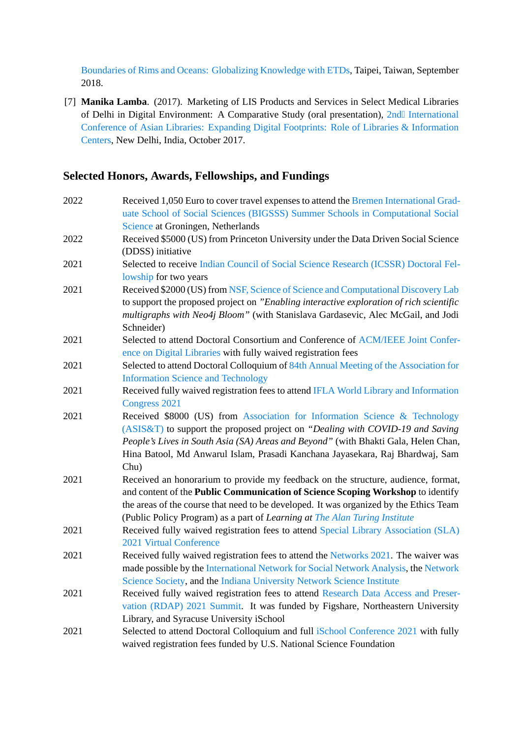Boundaries of Rims and Oceans: Globalizing Knowledge with ETDs, Taipei, Taiwan, September 2018.

[7] **Manika Lamba**. (2017). Marketing of LIS Products and Services in Select Medical Libraries of Delhi in Digital Environment: A Comparative Study (oral presentation), 2nd International Conference of Asian Libraries: Expanding Digital Footprints: Role of Libraries & Information Centers, New Delhi, India, October 2017.

## Selected Honors, Awards, Fellowships, and Fundings

| | |
|---|---|
| 2022 | Received 1,050 Euro to cover travel expenses to attend the Bremen International Graduate School of Social Sciences (BIGSSS) Summer Schools in Computational Social Science at Groningen, Netherlands |
| 2022 | Received $5000 (US) from Princeton University under the Data Driven Social Science (DDSS) initiative |
| 2021 | Selected to receive Indian Council of Social Science Research (ICSSR) Doctoral Fellowship for two years |
| 2021 | Received $2000 (US) from NSF, Science of Science and Computational Discovery Lab to support the proposed project on *"Enabling interactive exploration of rich scientific multigraphs with Neo4j Bloom"* (with Stanislava Gardasevic, Alec McGail, and Jodi Schneider) |
| 2021 | Selected to attend Doctoral Consortium and Conference of ACM/IEEE Joint Conference on Digital Libraries with fully waived registration fees |
| 2021 | Selected to attend Doctoral Colloquium of 84th Annual Meeting of the Association for Information Science and Technology |
| 2021 | Received fully waived registration fees to attend IFLA World Library and Information Congress 2021 |
| 2021 | Received $8000 (US) from Association for Information Science & Technology (ASIS&T) to support the proposed project on *"Dealing with COVID-19 and Saving People's Lives in South Asia (SA) Areas and Beyond"* (with Bhakti Gala, Helen Chan, Hina Batool, Md Anwarul Islam, Prasadi Kanchana Jayasekara, Raj Bhardwaj, Sam Chu) |
| 2021 | Received an honorarium to provide my feedback on the structure, audience, format, and content of the **Public Communication of Science Scoping Workshop** to identify the areas of the course that need to be developed. It was organized by the Ethics Team (Public Policy Program) as a part of *Learning at The Alan Turing Institute* |
| 2021 | Received fully waived registration fees to attend Special Library Association (SLA) 2021 Virtual Conference |
| 2021 | Received fully waived registration fees to attend the Networks 2021. The waiver was made possible by the International Network for Social Network Analysis, the Network Science Society, and the Indiana University Network Science Institute |
| 2021 | Received fully waived registration fees to attend Research Data Access and Preservation (RDAP) 2021 Summit. It was funded by Figshare, Northeastern University Library, and Syracuse University iSchool |
| 2021 | Selected to attend Doctoral Colloquium and full iSchool Conference 2021 with fully waived registration fees funded by U.S. National Science Foundation |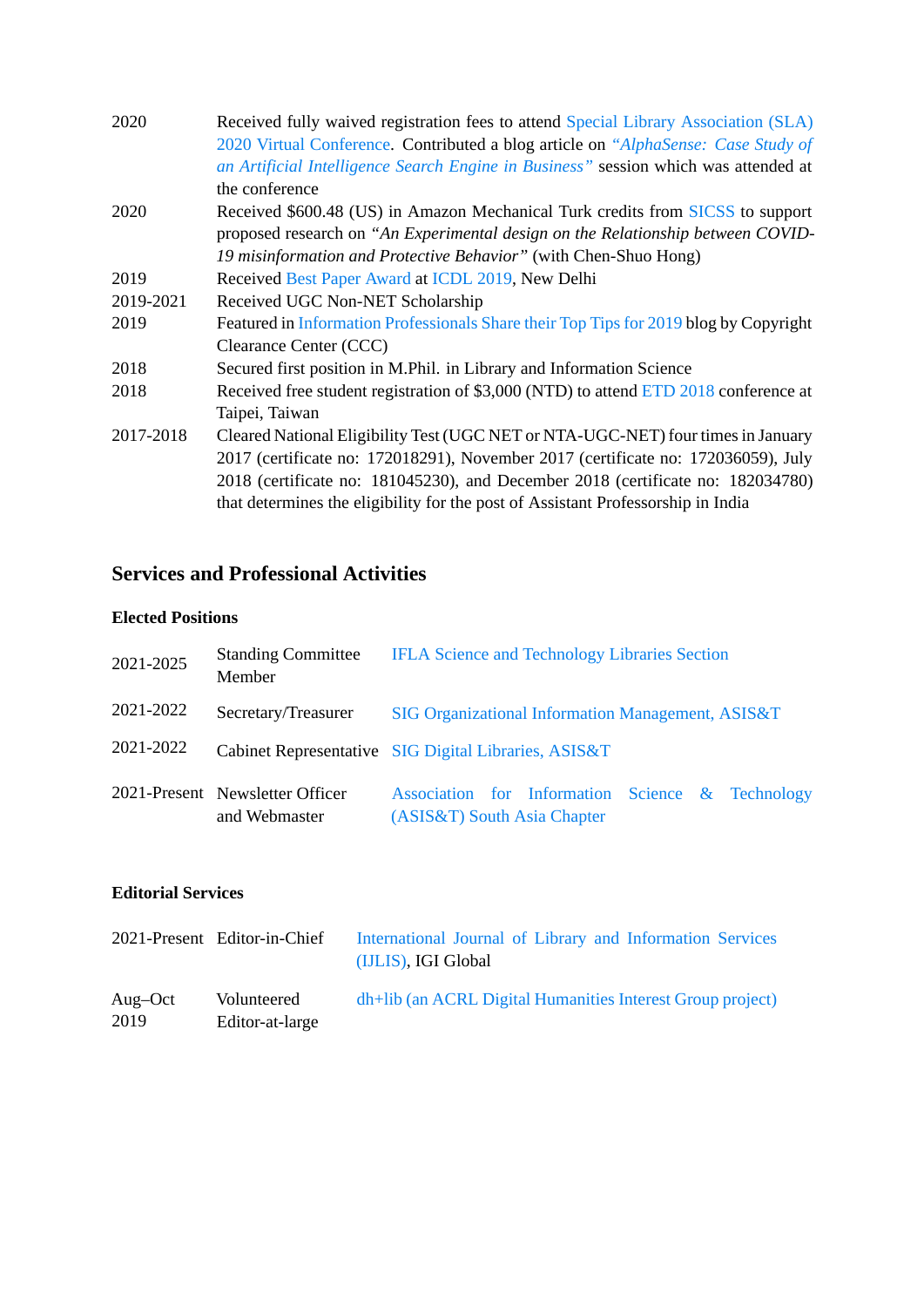| | |
|---|---|
| 2020 | Received fully waived registration fees to attend Special Library Association (SLA) 2020 Virtual Conference. Contributed a blog article on *"AlphaSense: Case Study of an Artificial Intelligence Search Engine in Business"* session which was attended at the conference |
| 2020 | Received $600.48 (US) in Amazon Mechanical Turk credits from SICSS to support proposed research on *"An Experimental design on the Relationship between COVID-19 misinformation and Protective Behavior"* (with Chen-Shuo Hong) |
| 2019 | Received Best Paper Award at ICDL 2019, New Delhi |
| 2019-2021 | Received UGC Non-NET Scholarship |
| 2019 | Featured in Information Professionals Share their Top Tips for 2019 blog by Copyright Clearance Center (CCC) |
| 2018 | Secured first position in M.Phil. in Library and Information Science |
| 2018 | Received free student registration of $3,000 (NTD) to attend ETD 2018 conference at Taipei, Taiwan |
| 2017-2018 | Cleared National Eligibility Test (UGC NET or NTA-UGC-NET) four times in January 2017 (certificate no: 172018291), November 2017 (certificate no: 172036059), July 2018 (certificate no: 181045230), and December 2018 (certificate no: 182034780) that determines the eligibility for the post of Assistant Professorship in India |

## Services and Professional Activities

### Elected Positions

| | | |
|---|---|---|
| 2021-2025 | Standing Committee Member | IFLA Science and Technology Libraries Section |
| 2021-2022 | Secretary/Treasurer | SIG Organizational Information Management, ASIS&T |
| 2021-2022 | Cabinet Representative | SIG Digital Libraries, ASIS&T |
| 2021-Present | Newsletter Officer and Webmaster | Association for Information Science & Technology (ASIS&T) South Asia Chapter |

### Editorial Services

| | | |
|---|---|---|
| 2021-Present | Editor-in-Chief | International Journal of Library and Information Services (IJLIS), IGI Global |
| Aug–Oct 2019 | Volunteered Editor-at-large | dh+lib (an ACRL Digital Humanities Interest Group project) |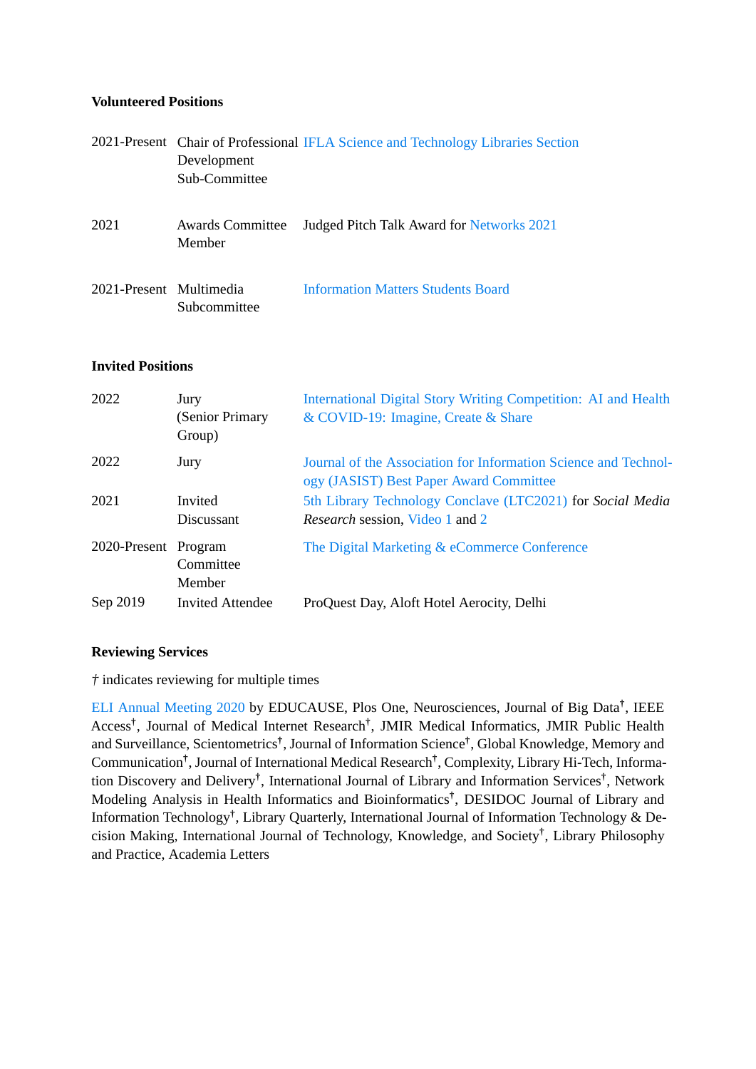### Volunteered Positions

| | | |
|---|---|---|
| 2021-Present | Chair of Professional Development Sub-Committee | IFLA Science and Technology Libraries Section |
| 2021 | Awards Committee Member | Judged Pitch Talk Award for Networks 2021 |
| 2021-Present | Multimedia Subcommittee | Information Matters Students Board |

### Invited Positions

| | | |
|---|---|---|
| 2022 | Jury (Senior Primary Group) | International Digital Story Writing Competition: AI and Health & COVID-19: Imagine, Create & Share |
| 2022 | Jury | Journal of the Association for Information Science and Technology (JASIST) Best Paper Award Committee |
| 2021 | Invited Discussant | 5th Library Technology Conclave (LTC2021) for *Social Media Research* session, Video 1 and 2 |
| 2020-Present | Program Committee Member | The Digital Marketing & eCommerce Conference |
| Sep 2019 | Invited Attendee | ProQuest Day, Aloft Hotel Aerocity, Delhi |

### Reviewing Services

† indicates reviewing for multiple times

ELI Annual Meeting 2020 by EDUCAUSE, Plos One, Neurosciences, Journal of Big Data†, IEEE Access†, Journal of Medical Internet Research†, JMIR Medical Informatics, JMIR Public Health and Surveillance, Scientometrics†, Journal of Information Science†, Global Knowledge, Memory and Communication†, Journal of International Medical Research†, Complexity, Library Hi-Tech, Information Discovery and Delivery†, International Journal of Library and Information Services†, Network Modeling Analysis in Health Informatics and Bioinformatics†, DESIDOC Journal of Library and Information Technology†, Library Quarterly, International Journal of Information Technology & Decision Making, International Journal of Technology, Knowledge, and Society†, Library Philosophy and Practice, Academia Letters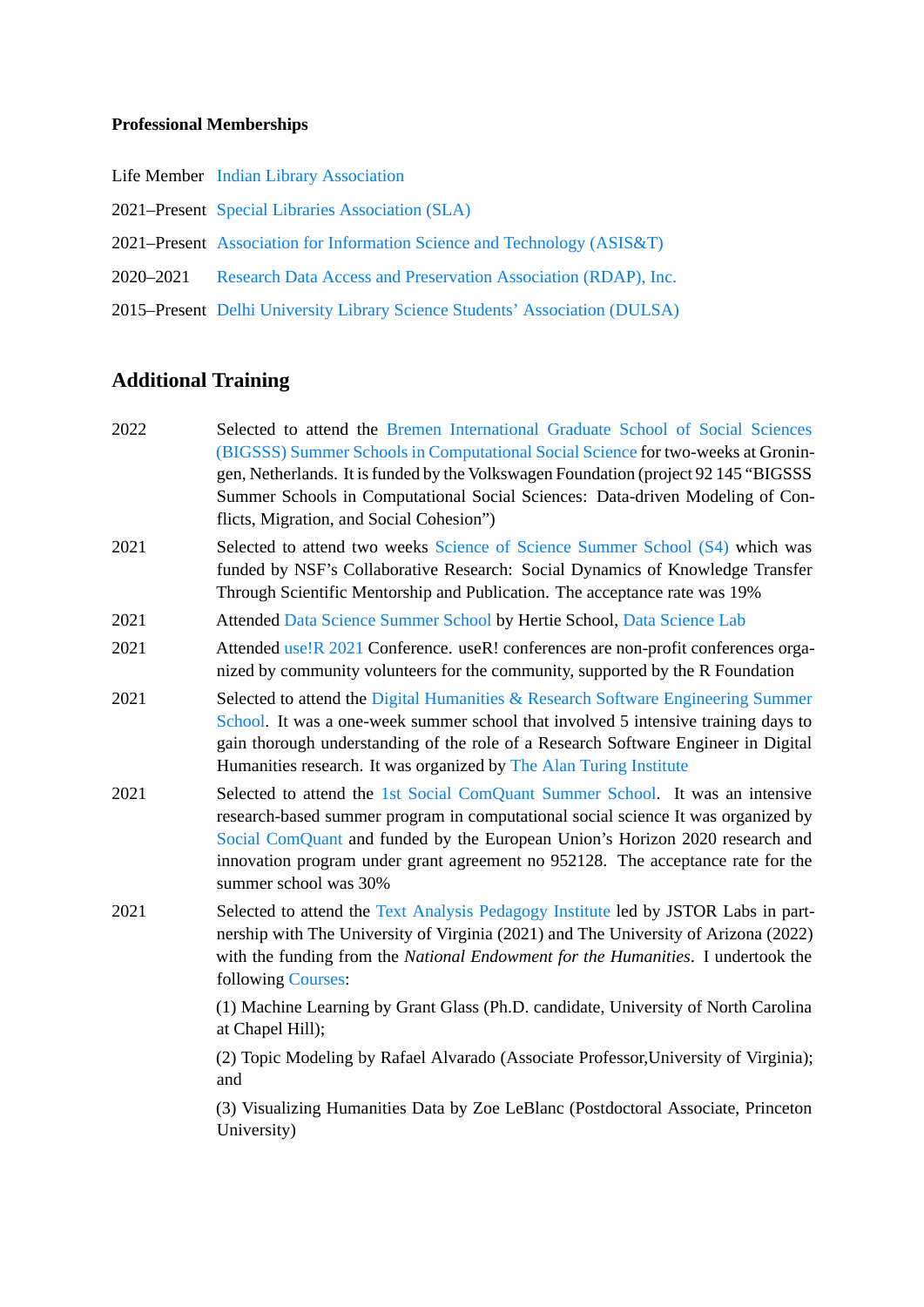**Professional Memberships**

| | |
|---|---|
| Life Member | Indian Library Association |
| 2021–Present | Special Libraries Association (SLA) |
| 2021–Present | Association for Information Science and Technology (ASIS&T) |
| 2020–2021 | Research Data Access and Preservation Association (RDAP), Inc. |
| 2015–Present | Delhi University Library Science Students' Association (DULSA) |

## Additional Training

2022 — Selected to attend the Bremen International Graduate School of Social Sciences (BIGSSS) Summer Schools in Computational Social Science for two-weeks at Groningen, Netherlands. It is funded by the Volkswagen Foundation (project 92 145 "BIGSSS Summer Schools in Computational Social Sciences: Data-driven Modeling of Conflicts, Migration, and Social Cohesion")

2021 — Selected to attend two weeks Science of Science Summer School (S4) which was funded by NSF's Collaborative Research: Social Dynamics of Knowledge Transfer Through Scientific Mentorship and Publication. The acceptance rate was 19%

2021 — Attended Data Science Summer School by Hertie School, Data Science Lab

2021 — Attended use!R 2021 Conference. useR! conferences are non-profit conferences organized by community volunteers for the community, supported by the R Foundation

2021 — Selected to attend the Digital Humanities & Research Software Engineering Summer School. It was a one-week summer school that involved 5 intensive training days to gain thorough understanding of the role of a Research Software Engineer in Digital Humanities research. It was organized by The Alan Turing Institute

2021 — Selected to attend the 1st Social ComQuant Summer School. It was an intensive research-based summer program in computational social science It was organized by Social ComQuant and funded by the European Union's Horizon 2020 research and innovation program under grant agreement no 952128. The acceptance rate for the summer school was 30%

2021 — Selected to attend the Text Analysis Pedagogy Institute led by JSTOR Labs in partnership with The University of Virginia (2021) and The University of Arizona (2022) with the funding from the *National Endowment for the Humanities*. I undertook the following Courses:

(1) Machine Learning by Grant Glass (Ph.D. candidate, University of North Carolina at Chapel Hill);

(2) Topic Modeling by Rafael Alvarado (Associate Professor,University of Virginia); and

(3) Visualizing Humanities Data by Zoe LeBlanc (Postdoctoral Associate, Princeton University)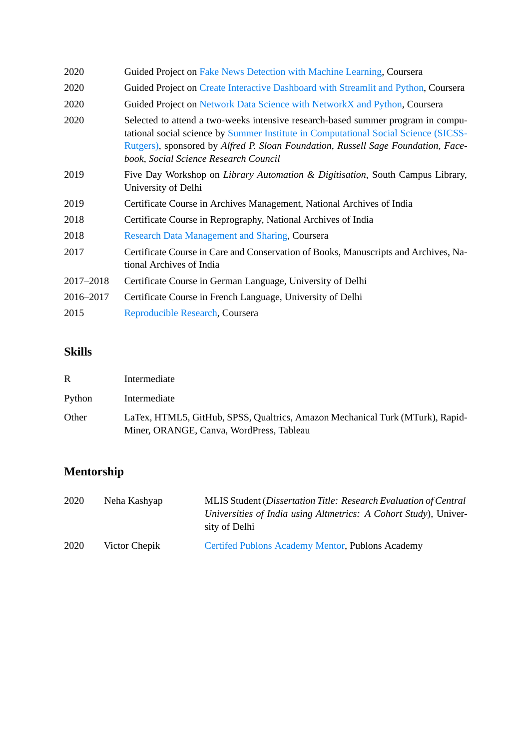| | |
|---|---|
| 2020 | Guided Project on Fake News Detection with Machine Learning, Coursera |
| 2020 | Guided Project on Create Interactive Dashboard with Streamlit and Python, Coursera |
| 2020 | Guided Project on Network Data Science with NetworkX and Python, Coursera |
| 2020 | Selected to attend a two-weeks intensive research-based summer program in computational social science by Summer Institute in Computational Social Science (SICSS-Rutgers), sponsored by *Alfred P. Sloan Foundation*, *Russell Sage Foundation*, *Facebook*, *Social Science Research Council* |
| 2019 | Five Day Workshop on *Library Automation & Digitisation*, South Campus Library, University of Delhi |
| 2019 | Certificate Course in Archives Management, National Archives of India |
| 2018 | Certificate Course in Reprography, National Archives of India |
| 2018 | Research Data Management and Sharing, Coursera |
| 2017 | Certificate Course in Care and Conservation of Books, Manuscripts and Archives, National Archives of India |
| 2017–2018 | Certificate Course in German Language, University of Delhi |
| 2016–2017 | Certificate Course in French Language, University of Delhi |
| 2015 | Reproducible Research, Coursera |

## Skills

| | |
|---|---|
| R | Intermediate |
| Python | Intermediate |
| Other | LaTex, HTML5, GitHub, SPSS, Qualtrics, Amazon Mechanical Turk (MTurk), RapidMiner, ORANGE, Canva, WordPress, Tableau |

## Mentorship

| | | |
|---|---|---|
| 2020 | Neha Kashyap | MLIS Student (*Dissertation Title: Research Evaluation of Central Universities of India using Altmetrics: A Cohort Study*), University of Delhi |
| 2020 | Victor Chepik | Certifed Publons Academy Mentor, Publons Academy |